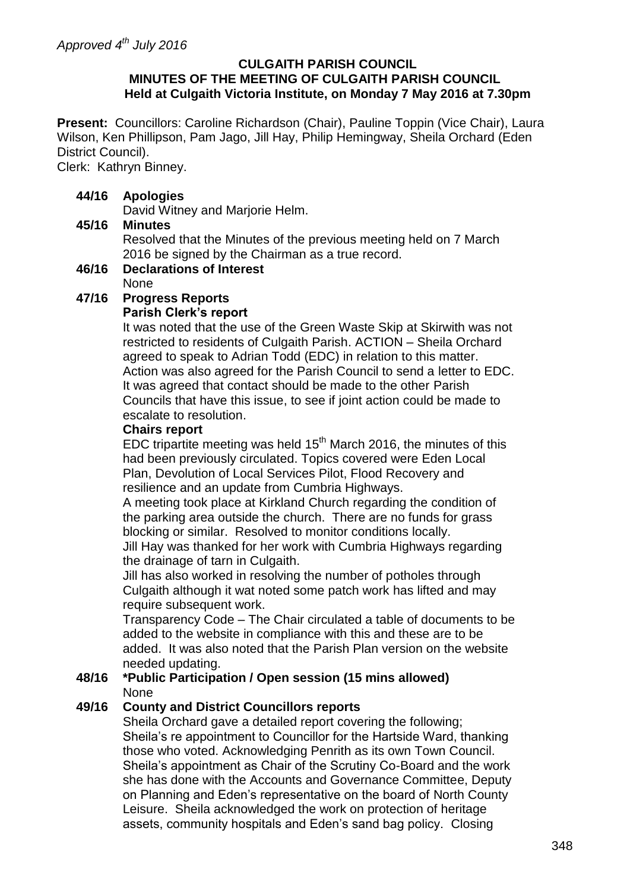*Approved 4th July 2016*

**CULGAITH PARISH COUNCIL**
**MINUTES OF THE MEETING OF CULGAITH PARISH COUNCIL**
**Held at Culgaith Victoria Institute, on Monday 7 May 2016 at 7.30pm**

**Present:** Councillors: Caroline Richardson (Chair), Pauline Toppin (Vice Chair), Laura Wilson, Ken Phillipson, Pam Jago, Jill Hay, Philip Hemingway, Sheila Orchard (Eden District Council).
Clerk: Kathryn Binney.

**44/16 Apologies**

David Witney and Marjorie Helm.

**45/16 Minutes**

Resolved that the Minutes of the previous meeting held on 7 March 2016 be signed by the Chairman as a true record.

**46/16 Declarations of Interest**

None

**47/16 Progress Reports**

**Parish Clerk's report**

It was noted that the use of the Green Waste Skip at Skirwith was not restricted to residents of Culgaith Parish. ACTION – Sheila Orchard agreed to speak to Adrian Todd (EDC) in relation to this matter. Action was also agreed for the Parish Council to send a letter to EDC. It was agreed that contact should be made to the other Parish Councils that have this issue, to see if joint action could be made to escalate to resolution.

**Chairs report**

EDC tripartite meeting was held 15th March 2016, the minutes of this had been previously circulated. Topics covered were Eden Local Plan, Devolution of Local Services Pilot, Flood Recovery and resilience and an update from Cumbria Highways.

A meeting took place at Kirkland Church regarding the condition of the parking area outside the church. There are no funds for grass blocking or similar. Resolved to monitor conditions locally.

Jill Hay was thanked for her work with Cumbria Highways regarding the drainage of tarn in Culgaith.

Jill has also worked in resolving the number of potholes through Culgaith although it wat noted some patch work has lifted and may require subsequent work.

Transparency Code – The Chair circulated a table of documents to be added to the website in compliance with this and these are to be added. It was also noted that the Parish Plan version on the website needed updating.

**48/16 *Public Participation / Open session (15 mins allowed)**

None

**49/16 County and District Councillors reports**

Sheila Orchard gave a detailed report covering the following; Sheila's re appointment to Councillor for the Hartside Ward, thanking those who voted. Acknowledging Penrith as its own Town Council. Sheila's appointment as Chair of the Scrutiny Co-Board and the work she has done with the Accounts and Governance Committee, Deputy on Planning and Eden's representative on the board of North County Leisure. Sheila acknowledged the work on protection of heritage assets, community hospitals and Eden's sand bag policy. Closing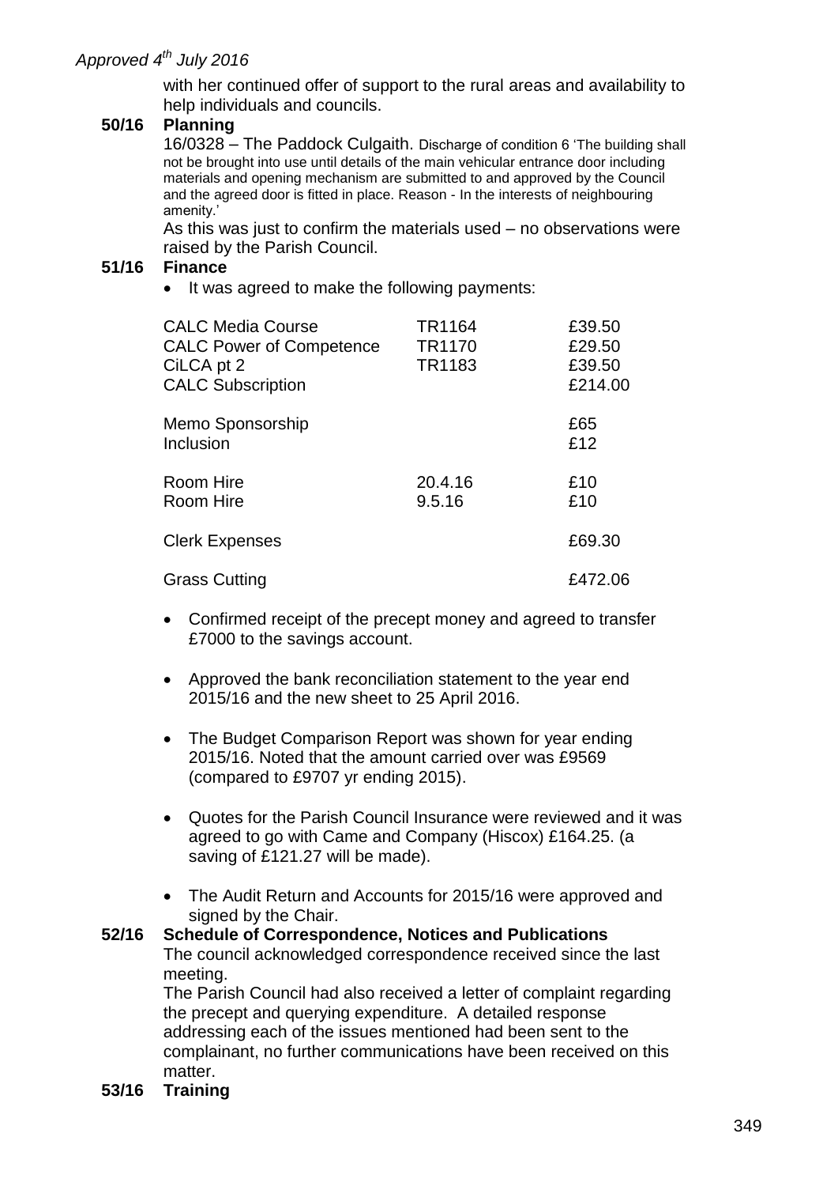*Approved 4th July 2016*

with her continued offer of support to the rural areas and availability to help individuals and councils.

**50/16 Planning**

16/0328 – The Paddock Culgaith. Discharge of condition 6 'The building shall not be brought into use until details of the main vehicular entrance door including materials and opening mechanism are submitted to and approved by the Council and the agreed door is fitted in place. Reason - In the interests of neighbouring amenity.'

As this was just to confirm the materials used – no observations were raised by the Parish Council.

**51/16 Finance**

- It was agreed to make the following payments:

| | | |
|---|---|---|
| CALC Media Course | TR1164 | £39.50 |
| CALC Power of Competence | TR1170 | £29.50 |
| CiLCA pt 2 | TR1183 | £39.50 |
| CALC Subscription | | £214.00 |
| Memo Sponsorship | | £65 |
| Inclusion | | £12 |
| Room Hire | 20.4.16 | £10 |
| Room Hire | 9.5.16 | £10 |
| Clerk Expenses | | £69.30 |
| Grass Cutting | | £472.06 |

- Confirmed receipt of the precept money and agreed to transfer £7000 to the savings account.
- Approved the bank reconciliation statement to the year end 2015/16 and the new sheet to 25 April 2016.
- The Budget Comparison Report was shown for year ending 2015/16. Noted that the amount carried over was £9569 (compared to £9707 yr ending 2015).
- Quotes for the Parish Council Insurance were reviewed and it was agreed to go with Came and Company (Hiscox) £164.25. (a saving of £121.27 will be made).
- The Audit Return and Accounts for 2015/16 were approved and signed by the Chair.

**52/16 Schedule of Correspondence, Notices and Publications**

The council acknowledged correspondence received since the last meeting.

The Parish Council had also received a letter of complaint regarding the precept and querying expenditure. A detailed response addressing each of the issues mentioned had been sent to the complainant, no further communications have been received on this matter.

**53/16 Training**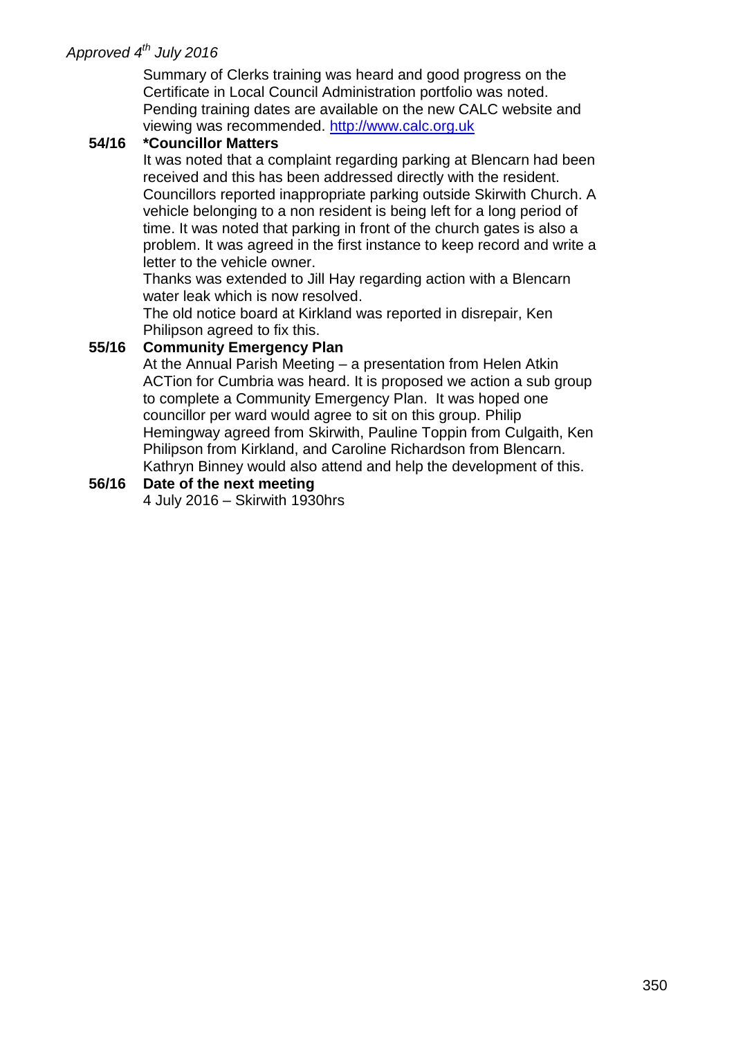*Approved 4th July 2016*

Summary of Clerks training was heard and good progress on the Certificate in Local Council Administration portfolio was noted. Pending training dates are available on the new CALC website and viewing was recommended. http://www.calc.org.uk

**54/16 *Councillor Matters**

It was noted that a complaint regarding parking at Blencarn had been received and this has been addressed directly with the resident. Councillors reported inappropriate parking outside Skirwith Church. A vehicle belonging to a non resident is being left for a long period of time. It was noted that parking in front of the church gates is also a problem. It was agreed in the first instance to keep record and write a letter to the vehicle owner.

Thanks was extended to Jill Hay regarding action with a Blencarn water leak which is now resolved.

The old notice board at Kirkland was reported in disrepair, Ken Philipson agreed to fix this.

**55/16 Community Emergency Plan**

At the Annual Parish Meeting – a presentation from Helen Atkin ACTion for Cumbria was heard. It is proposed we action a sub group to complete a Community Emergency Plan. It was hoped one councillor per ward would agree to sit on this group. Philip Hemingway agreed from Skirwith, Pauline Toppin from Culgaith, Ken Philipson from Kirkland, and Caroline Richardson from Blencarn. Kathryn Binney would also attend and help the development of this.

**56/16 Date of the next meeting**

4 July 2016 – Skirwith 1930hrs